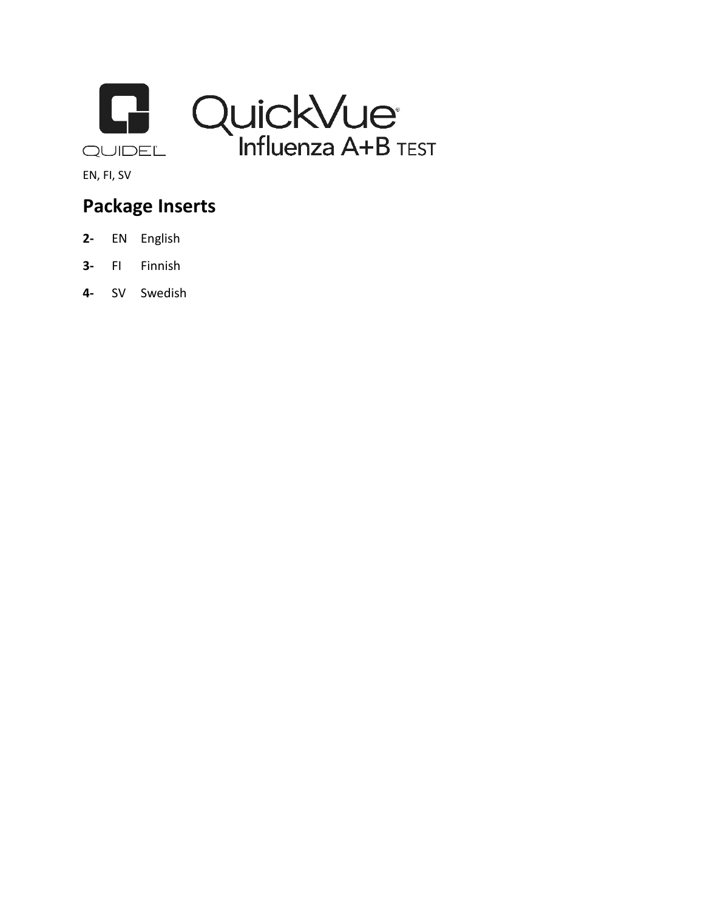QUIDEL

QuickVue® Influenza A+B TEST

EN, FI, SV

## Package Inserts

- **2-** EN English
- **3-** FI Finnish
- **4-** SV Swedish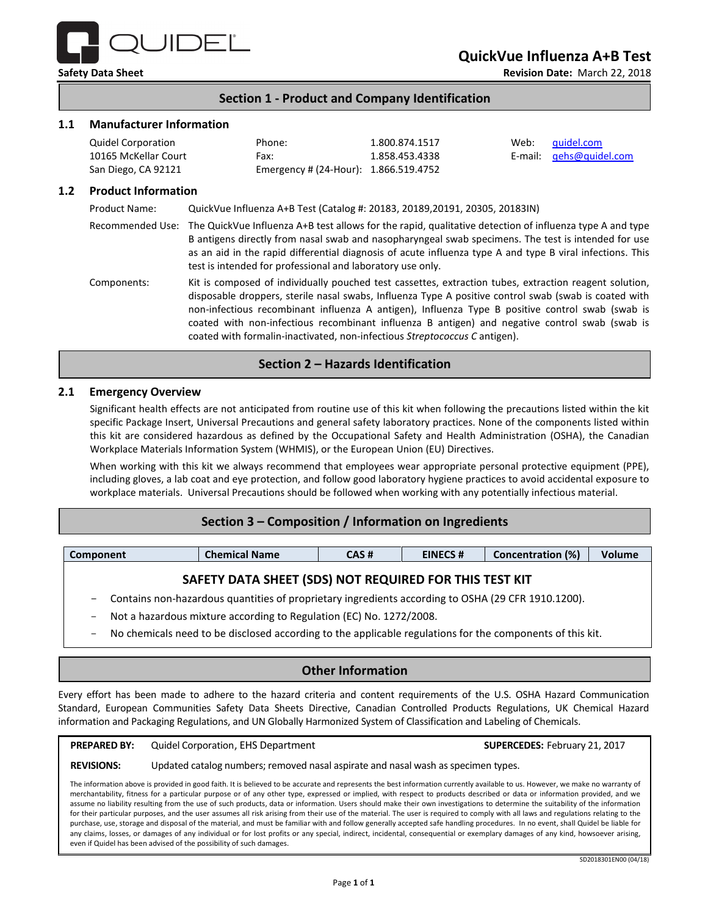# QuickVue Influenza A+B Test

**Safety Data Sheet**

**Revision Date:** March 22, 2018

## Section 1 - Product and Company Identification

### 1.1 Manufacturer Information

Quidel Corporation
10165 McKellar Court
San Diego, CA 92121

Phone: 1.800.874.1517
Fax: 1.858.453.4338
Emergency # (24-Hour): 1.866.519.4752

Web: quidel.com
E-mail: qehs@quidel.com

### 1.2 Product Information

**Product Name:** QuickVue Influenza A+B Test (Catalog #: 20183, 20189,20191, 20305, 20183IN)

**Recommended Use:** The QuickVue Influenza A+B test allows for the rapid, qualitative detection of influenza type A and type B antigens directly from nasal swab and nasopharyngeal swab specimens. The test is intended for use as an aid in the rapid differential diagnosis of acute influenza type A and type B viral infections. This test is intended for professional and laboratory use only.

**Components:** Kit is composed of individually pouched test cassettes, extraction tubes, extraction reagent solution, disposable droppers, sterile nasal swabs, Influenza Type A positive control swab (swab is coated with non-infectious recombinant influenza A antigen), Influenza Type B positive control swab (swab is coated with non-infectious recombinant influenza B antigen) and negative control swab (swab is coated with formalin-inactivated, non-infectious *Streptococcus C* antigen).

## Section 2 – Hazards Identification

### 2.1 Emergency Overview

Significant health effects are not anticipated from routine use of this kit when following the precautions listed within the kit specific Package Insert, Universal Precautions and general safety laboratory practices. None of the components listed within this kit are considered hazardous as defined by the Occupational Safety and Health Administration (OSHA), the Canadian Workplace Materials Information System (WHMIS), or the European Union (EU) Directives.

When working with this kit we always recommend that employees wear appropriate personal protective equipment (PPE), including gloves, a lab coat and eye protection, and follow good laboratory hygiene practices to avoid accidental exposure to workplace materials. Universal Precautions should be followed when working with any potentially infectious material.

## Section 3 – Composition / Information on Ingredients

| Component | Chemical Name | CAS # | EINECS # | Concentration (%) | Volume |
|---|---|---|---|---|---|

**SAFETY DATA SHEET (SDS) NOT REQUIRED FOR THIS TEST KIT**

- Contains non-hazardous quantities of proprietary ingredients according to OSHA (29 CFR 1910.1200).
- Not a hazardous mixture according to Regulation (EC) No. 1272/2008.
- No chemicals need to be disclosed according to the applicable regulations for the components of this kit.

## Other Information

Every effort has been made to adhere to the hazard criteria and content requirements of the U.S. OSHA Hazard Communication Standard, European Communities Safety Data Sheets Directive, Canadian Controlled Products Regulations, UK Chemical Hazard information and Packaging Regulations, and UN Globally Harmonized System of Classification and Labeling of Chemicals.

**PREPARED BY:** Quidel Corporation, EHS Department

**SUPERCEDES:** February 21, 2017

**REVISIONS:** Updated catalog numbers; removed nasal aspirate and nasal wash as specimen types.

The information above is provided in good faith. It is believed to be accurate and represents the best information currently available to us. However, we make no warranty of merchantability, fitness for a particular purpose or of any other type, expressed or implied, with respect to products described or data or information provided, and we assume no liability resulting from the use of such products, data or information. Users should make their own investigations to determine the suitability of the information for their particular purposes, and the user assumes all risk arising from their use of the material. The user is required to comply with all laws and regulations relating to the purchase, use, storage and disposal of the material, and must be familiar with and follow generally accepted safe handling procedures. In no event, shall Quidel be liable for any claims, losses, or damages of any individual or for lost profits or any special, indirect, incidental, consequential or exemplary damages of any kind, howsoever arising, even if Quidel has been advised of the possibility of such damages.

SD2018301EN00 (04/18)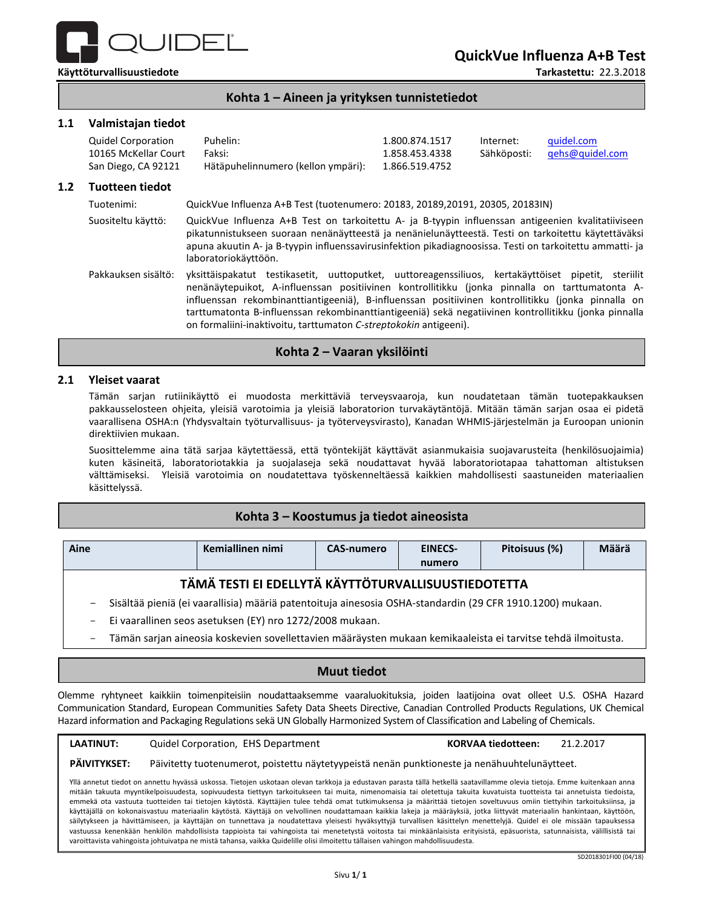QUIDEL

**Käyttöturvallisuustiedote**

# QuickVue Influenza A+B Test

**Tarkastettu:** 22.3.2018

## Kohta 1 – Aineen ja yrityksen tunnistetiedot

### 1.1 Valmistajan tiedot

Quidel Corporation
10165 McKellar Court
San Diego, CA 92121

| | | | |
|---|---|---|---|
| Puhelin: | 1.800.874.1517 | Internet: | quidel.com |
| Faksi: | 1.858.453.4338 | Sähköposti: | qehs@quidel.com |
| Hätäpuhelinnumero (kellon ympäri): | 1.866.519.4752 | | |

### 1.2 Tuotteen tiedot

**Tuotenimi:** QuickVue Influenza A+B Test (tuotenumero: 20183, 20189,20191, 20305, 20183IN)

**Suositeltu käyttö:** QuickVue Influenza A+B Test on tarkoitettu A- ja B-tyypin influenssan antigeenien kvalitatiiviseen pikatunnistukseen suoraan nenänäytteestä ja nenänielunäytteestä. Testi on tarkoitettu käytettäväksi apuna akuutin A- ja B-tyypin influenssavirusinfektion pikadiagnoosissa. Testi on tarkoitettu ammatti- ja laboratoriokäyttöön.

**Pakkauksen sisältö:** yksittäispakatut testikasetit, uuttoputket, uuttoreagenssiliuos, kertakäyttöiset pipetit, steriilit nenänäytepuikot, A-influenssan positiivinen kontrollitikku (jonka pinnalla on tarttumatonta A-influenssan rekombinanttiantigeeniä), B-influenssan positiivinen kontrollitikku (jonka pinnalla on tarttumatonta B-influenssan rekombinanttiantigeeniä) sekä negatiivinen kontrollitikku (jonka pinnalla on formaliini-inaktivoitu, tarttumaton *C-streptokokin* antigeeni).

## Kohta 2 – Vaaran yksilöinti

### 2.1 Yleiset vaarat

Tämän sarjan rutiinikäyttö ei muodosta merkittäviä terveysvaaroja, kun noudatetaan tämän tuotepakkauksen pakkausselosteen ohjeita, yleisiä varotoimia ja yleisiä laboratorion turvakäytäntöjä. Mitään tämän sarjan osaa ei pidetä vaarallisena OSHA:n (Yhdysvaltain työturvallisuus- ja työterveysvirasto), Kanadan WHMIS-järjestelmän ja Euroopan unionin direktiivien mukaan.

Suosittelemme aina tätä sarjaa käytettäessä, että työntekijät käyttävät asianmukaisia suojavarusteita (henkilösuojaimia) kuten käsineitä, laboratoriotakkia ja suojalaseja sekä noudattavat hyvää laboratoriotapaa tahattoman altistuksen välttämiseksi. Yleisiä varotoimia on noudatettava työskenneltäessä kaikkien mahdollisesti saastuneiden materiaalien käsittelyssä.

## Kohta 3 – Koostumus ja tiedot aineosista

| Aine | Kemiallinen nimi | CAS-numero | EINECS-numero | Pitoisuus (%) | Määrä |
|---|---|---|---|---|---|

**TÄMÄ TESTI EI EDELLYTÄ KÄYTTÖTURVALLISUUSTIEDOTETTA**

- Sisältää pieniä (ei vaarallisia) määriä patentoituja ainesosia OSHA-standardin (29 CFR 1910.1200) mukaan.
- Ei vaarallinen seos asetuksen (EY) nro 1272/2008 mukaan.
- Tämän sarjan aineosia koskevien sovellettavien määräysten mukaan kemikaaleista ei tarvitse tehdä ilmoitusta.

## Muut tiedot

Olemme ryhtyneet kaikkiin toimenpiteisiin noudattaaksemme vaaraluokituksia, joiden laatijoina ovat olleet U.S. OSHA Hazard Communication Standard, European Communities Safety Data Sheets Directive, Canadian Controlled Products Regulations, UK Chemical Hazard information and Packaging Regulations sekä UN Globally Harmonized System of Classification and Labeling of Chemicals.

**LAATINUT:** Quidel Corporation, EHS Department **KORVAA tiedotteen:** 21.2.2017

**PÄIVITYKSET:** Päivitetty tuotenumerot, poistettu näytetyypeistä nenän punktioneste ja nenähuuhtelunäytteet.

Yllä annetut tiedot on annettu hyvässä uskossa. Tietojen uskotaan olevan tarkkoja ja edustavan parasta tällä hetkellä saatavillamme olevia tietoja. Emme kuitenkaan anna mitään takuuta myyntikelpoisuudesta, sopivuudesta tiettyyn tarkoitukseen tai muita, nimenomaisia tai oletettuja takuita kuvatuista tuotteista tai annetuista tiedoista, emmekä ota vastuuta tuotteiden tai tietojen käytöstä. Käyttäjien tulee tehdä omat tutkimuksensa ja määrittää tietojen soveltuvuus omiin tiettyihin tarkoituksiinsa, ja käyttäjällä on kokonaisvastuu materiaalin käytöstä. Käyttäjä on velvollinen noudattamaan kaikkia lakeja ja määräyksiä, jotka liittyvät materiaalin hankintaan, käyttöön, säilytykseen ja hävittämiseen, ja käyttäjän on tunnettava ja noudatettava yleisesti hyväksyttyjä turvallisen käsittelyn menettelyjä. Quidel ei ole missään tapauksessa vastuussa kenenkään henkilön mahdollisista tappioista tai vahingoista tai menetetyistä voitoista tai minkäänlaisista erityisistä, epäsuorista, satunnaisista, välillisistä tai varoittavista vahingoista johtuivatpa ne mistä tahansa, vaikka Quidelille olisi ilmoitettu tällaisen vahingon mahdollisuudesta.

SD2018301FI00 (04/18)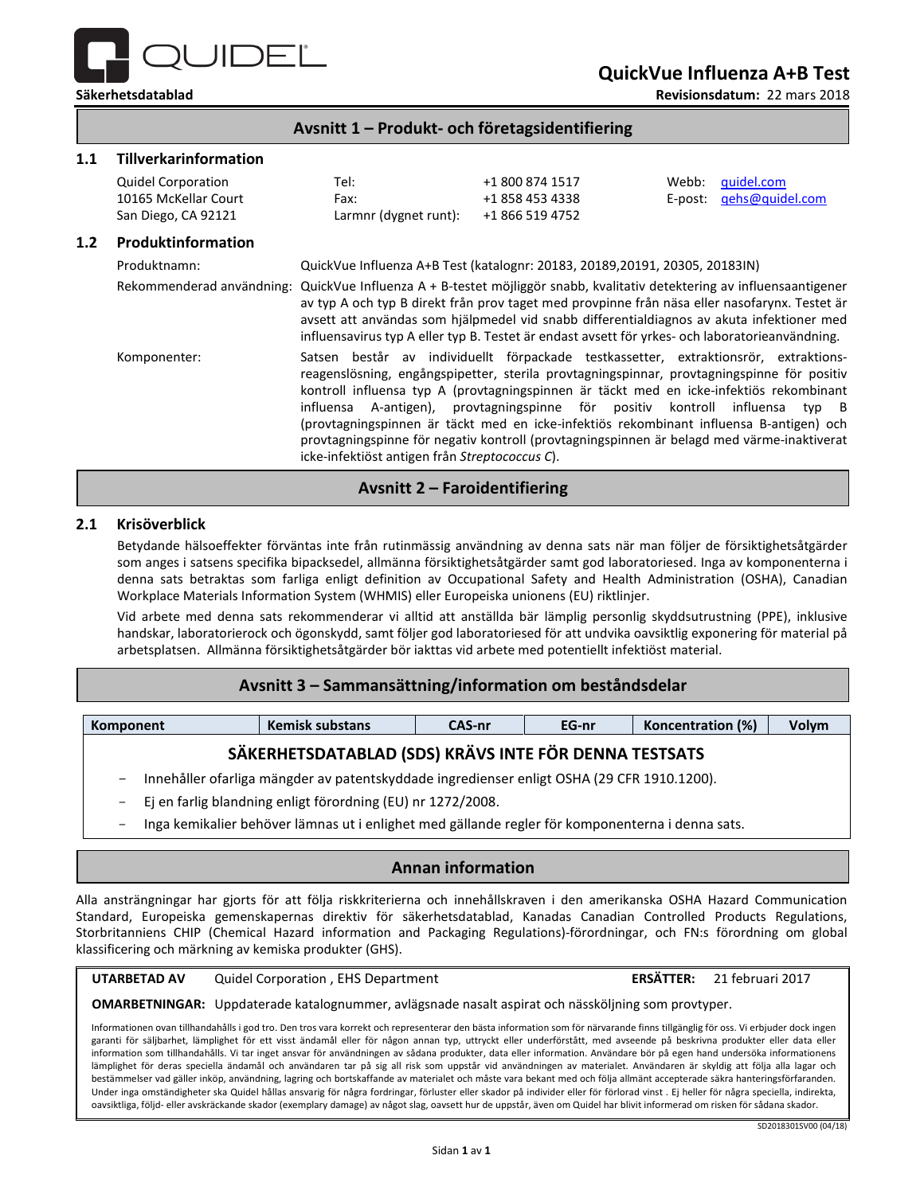QUIDEL

**Säkerhetsdatablad**

# QuickVue Influenza A+B Test

**Revisionsdatum:** 22 mars 2018

## Avsnitt 1 – Produkt- och företagsidentifiering

### 1.1 Tillverkarinformation

Quidel Corporation
10165 McKellar Court
San Diego, CA 92121

Tel: +1 800 874 1517
Fax: +1 858 453 4338
Larmnr (dygnet runt): +1 866 519 4752

Webb: quidel.com
E-post: qehs@quidel.com

### 1.2 Produktinformation

Produktnamn: QuickVue Influenza A+B Test (katalognr: 20183, 20189,20191, 20305, 20183IN)

Rekommenderad användning: QuickVue Influenza A + B-testet möjliggör snabb, kvalitativ detektering av influensaantigener av typ A och typ B direkt från prov taget med provpinne från näsa eller nasofarynx. Testet är avsett att användas som hjälpmedel vid snabb differentialdiagnos av akuta infektioner med influensavirus typ A eller typ B. Testet är endast avsett för yrkes- och laboratorieanvändning.

Komponenter: Satsen består av individuellt förpackade testkassetter, extraktionsrör, extraktionsreagenslösning, engångspipetter, sterila provtagningspinnar, provtagningspinne för positiv kontroll influensa typ A (provtagningspinnen är täckt med en icke-infektiös rekombinant influensa A-antigen), provtagningspinne för positiv kontroll influensa typ B (provtagningspinnen är täckt med en icke-infektiös rekombinant influensa B-antigen) och provtagningspinne för negativ kontroll (provtagningspinnen är belagd med värme-inaktiverat icke-infektiöst antigen från *Streptococcus C*).

## Avsnitt 2 – Faroidentifiering

### 2.1 Krisöverblick

Betydande hälsoeffekter förväntas inte från rutinmässig användning av denna sats när man följer de försiktighetsåtgärder som anges i satsens specifika bipacksedel, allmänna försiktighetsåtgärder samt god laboratoriesed. Inga av komponenterna i denna sats betraktas som farliga enligt definition av Occupational Safety and Health Administration (OSHA), Canadian Workplace Materials Information System (WHMIS) eller Europeiska unionens (EU) riktlinjer.

Vid arbete med denna sats rekommenderar vi alltid att anställda bär lämplig personlig skyddsutrustning (PPE), inklusive handskar, laboratorierock och ögonskydd, samt följer god laboratoriesed för att undvika oavsiktlig exponering för material på arbetsplatsen. Allmänna försiktighetsåtgärder bör iakttas vid arbete med potentiellt infektiöst material.

## Avsnitt 3 – Sammansättning/information om beståndsdelar

| Komponent | Kemisk substans | CAS-nr | EG-nr | Koncentration (%) | Volym |
|---|---|---|---|---|---|

**SÄKERHETSDATABLAD (SDS) KRÄVS INTE FÖR DENNA TESTSATS**

- Innehåller ofarliga mängder av patentskyddade ingredienser enligt OSHA (29 CFR 1910.1200).
- Ej en farlig blandning enligt förordning (EU) nr 1272/2008.
- Inga kemikalier behöver lämnas ut i enlighet med gällande regler för komponenterna i denna sats.

## Annan information

Alla ansträngningar har gjorts för att följa riskkriterierna och innehållskraven i den amerikanska OSHA Hazard Communication Standard, Europeiska gemenskapernas direktiv för säkerhetsdatablad, Kanadas Canadian Controlled Products Regulations, Storbritanniens CHIP (Chemical Hazard information and Packaging Regulations)-förordningar, och FN:s förordning om global klassificering och märkning av kemiska produkter (GHS).

**UTARBETAD AV** Quidel Corporation , EHS Department **ERSÄTTER:** 21 februari 2017

**OMARBETNINGAR:** Uppdaterade katalognummer, avlägsnade nasalt aspirat och nässköljning som provtyper.

Informationen ovan tillhandahålls i god tro. Den tros vara korrekt och representerar den bästa information som för närvarande finns tillgänglig för oss. Vi erbjuder dock ingen garanti för säljbarhet, lämplighet för ett visst ändamål eller för någon annan typ, uttryckt eller underförstått, med avseende på beskrivna produkter eller data eller information som tillhandahålls. Vi tar inget ansvar för användningen av sådana produkter, data eller information. Användare bör på egen hand undersöka informationens lämplighet för deras speciella ändamål och användaren tar på sig all risk som uppstår vid användningen av materialet. Användaren är skyldig att följa alla lagar och bestämmelser vad gäller inköp, användning, lagring och bortskaffande av materialet och måste vara bekant med och följa allmänt accepterade säkra hanteringsförfaranden. Under inga omständigheter ska Quidel hållas ansvarig för några fordringar, förluster eller skador på individer eller för förlorad vinst . Ej heller för några speciella, indirekta, oavsiktliga, följd- eller avskräckande skador (exemplary damage) av något slag, oavsett hur de uppstår, även om Quidel har blivit informerad om risken för sådana skador.

SD2018301SV00 (04/18)